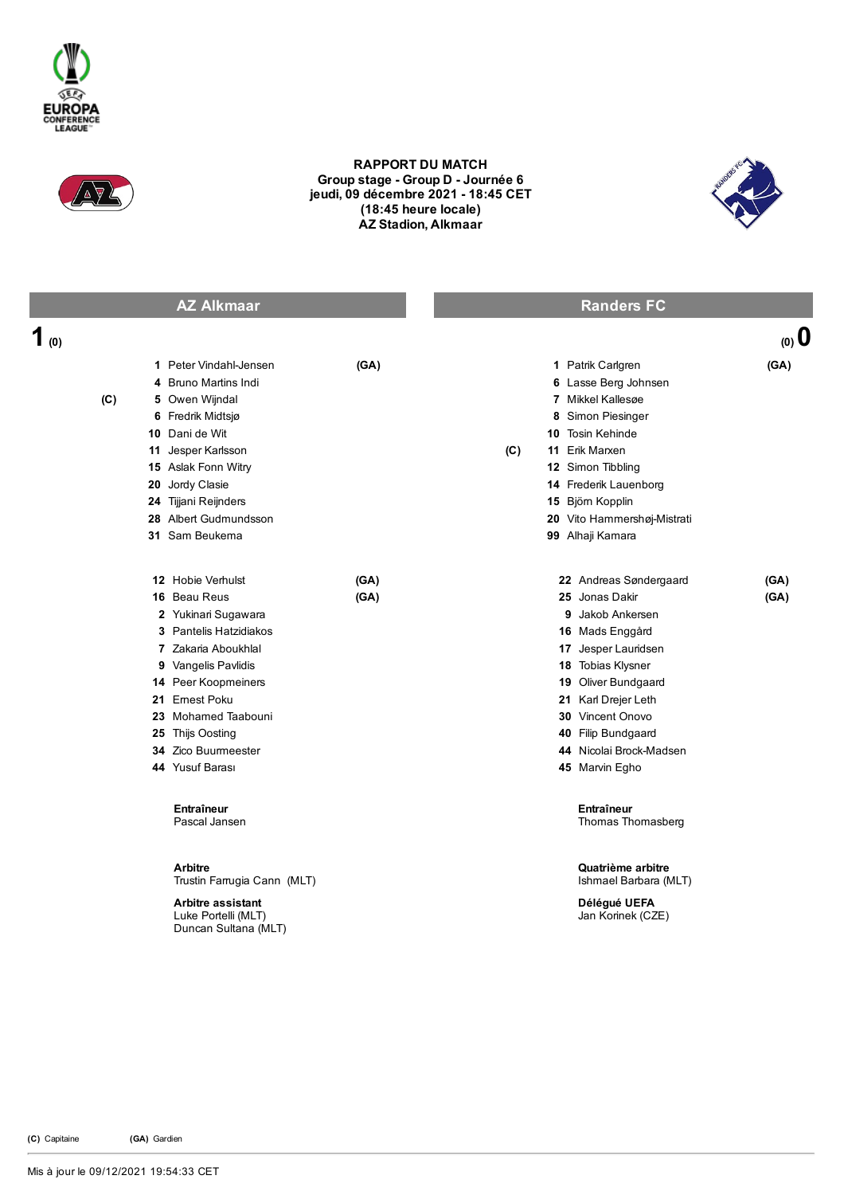# RAPPORT DU MATCH

**Group stage - Group D - Journée 6**
**jeudi, 09 décembre 2021 - 18:45 CET**
**(18:45 heure locale)**
**AZ Stadion, Alkmaar**

## AZ Alkmaar 1 (0) – (0) 0 Randers FC

### AZ Alkmaar

| | No. | Joueur | |
|---|---|---|---|
| | **1** | Peter Vindahl-Jensen | **(GA)** |
| | **4** | Bruno Martins Indi | |
| **(C)** | **5** | Owen Wijndal | |
| | **6** | Fredrik Midtsjø | |
| | **10** | Dani de Wit | |
| | **11** | Jesper Karlsson | |
| | **15** | Aslak Fonn Witry | |
| | **20** | Jordy Clasie | |
| | **24** | Tijjani Reijnders | |
| | **28** | Albert Gudmundsson | |
| | **31** | Sam Beukema | |

| No. | Remplaçant | |
|---|---|---|
| **12** | Hobie Verhulst | **(GA)** |
| **16** | Beau Reus | **(GA)** |
| **2** | Yukinari Sugawara | |
| **3** | Pantelis Hatzidiakos | |
| **7** | Zakaria Aboukhlal | |
| **9** | Vangelis Pavlidis | |
| **14** | Peer Koopmeiners | |
| **21** | Ernest Poku | |
| **23** | Mohamed Taabouni | |
| **25** | Thijs Oosting | |
| **34** | Zico Buurmeester | |
| **44** | Yusuf Barası | |

**Entraîneur**
Pascal Jansen

### Randers FC

| | No. | Joueur | |
|---|---|---|---|
| | **1** | Patrik Carlgren | **(GA)** |
| | **6** | Lasse Berg Johnsen | |
| | **7** | Mikkel Kallesøe | |
| | **8** | Simon Piesinger | |
| | **10** | Tosin Kehinde | |
| **(C)** | **11** | Erik Marxen | |
| | **12** | Simon Tibbling | |
| | **14** | Frederik Lauenborg | |
| | **15** | Björn Kopplin | |
| | **20** | Vito Hammershøj-Mistrati | |
| | **99** | Alhaji Kamara | |

| No. | Remplaçant | |
|---|---|---|
| **22** | Andreas Søndergaard | **(GA)** |
| **25** | Jonas Dakir | **(GA)** |
| **9** | Jakob Ankersen | |
| **16** | Mads Enggård | |
| **17** | Jesper Lauridsen | |
| **18** | Tobias Klysner | |
| **19** | Oliver Bundgaard | |
| **21** | Karl Drejer Leth | |
| **30** | Vincent Onovo | |
| **40** | Filip Bundgaard | |
| **44** | Nicolai Brock-Madsen | |
| **45** | Marvin Egho | |

**Entraîneur**
Thomas Thomasberg

---

**Arbitre**
Trustin Farrugia Cann (MLT)

**Arbitre assistant**
Luke Portelli (MLT)
Duncan Sultana (MLT)

**Quatrième arbitre**
Ishmael Barbara (MLT)

**Délégué UEFA**
Jan Korinek (CZE)

---

**(C)** Capitaine **(GA)** Gardien

Mis à jour le 09/12/2021 19:54:33 CET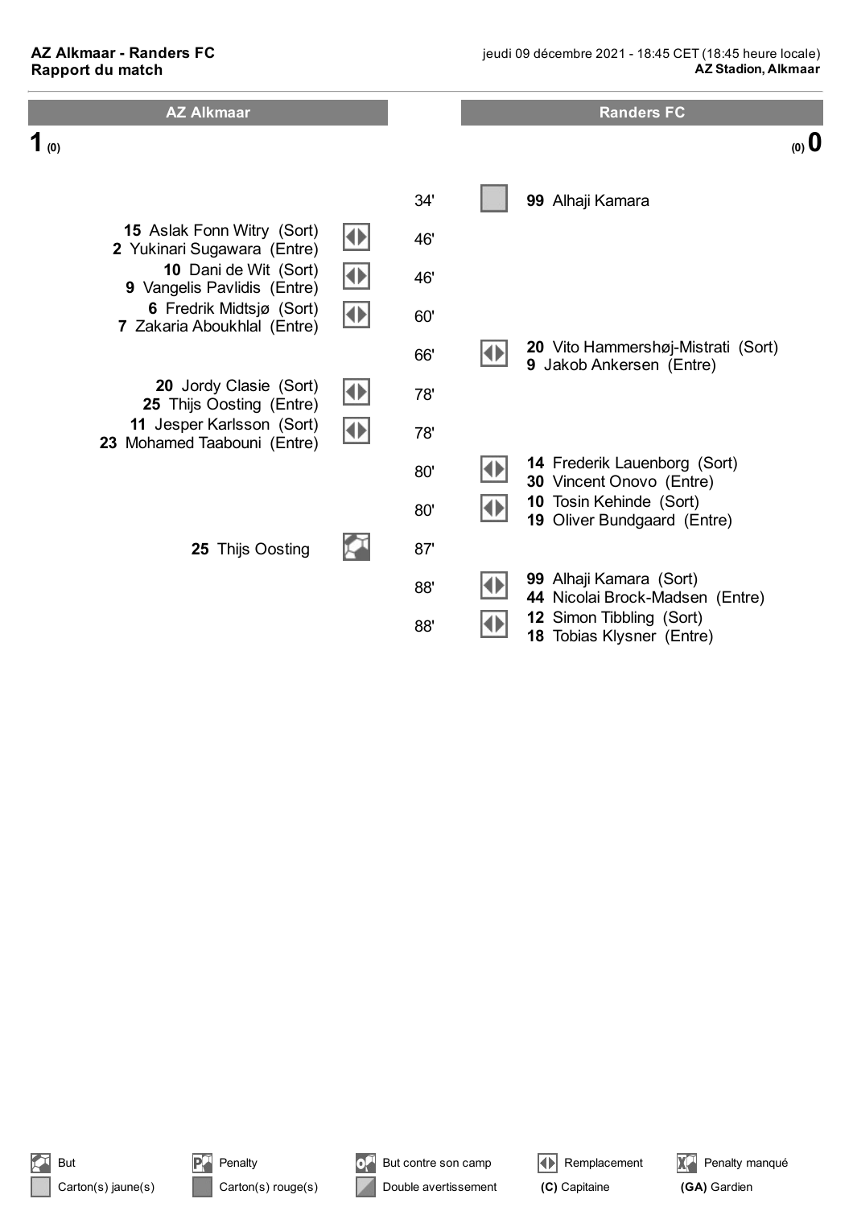**AZ Alkmaar - Randers FC**
**Rapport du match**

jeudi 09 décembre 2021 - 18:45 CET (18:45 heure locale)
**AZ Stadion, Alkmaar**

| AZ Alkmaar | | Minute | | Randers FC |
|---|---|---|---|---|
| **1** (0) | | | | (0) **0** |
| | | 34' | Carton jaune | **99** Alhaji Kamara |
| **15** Aslak Fonn Witry (Sort) / **2** Yukinari Sugawara (Entre) | Remplacement | 46' | | |
| **10** Dani de Wit (Sort) / **9** Vangelis Pavlidis (Entre) | Remplacement | 46' | | |
| **6** Fredrik Midtsjø (Sort) / **7** Zakaria Aboukhlal (Entre) | Remplacement | 60' | | |
| | | 66' | Remplacement | **20** Vito Hammershøj-Mistrati (Sort) / **9** Jakob Ankersen (Entre) |
| **20** Jordy Clasie (Sort) / **25** Thijs Oosting (Entre) | Remplacement | 78' | | |
| **11** Jesper Karlsson (Sort) / **23** Mohamed Taabouni (Entre) | Remplacement | 78' | | |
| | | 80' | Remplacement | **14** Frederik Lauenborg (Sort) / **30** Vincent Onovo (Entre) |
| | | 80' | Remplacement | **10** Tosin Kehinde (Sort) / **19** Oliver Bundgaard (Entre) |
| **25** Thijs Oosting | But | 87' | | |
| | | 88' | Remplacement | **99** Alhaji Kamara (Sort) / **44** Nicolai Brock-Madsen (Entre) |
| | | 88' | Remplacement | **12** Simon Tibbling (Sort) / **18** Tobias Klysner (Entre) |

But | Penalty | But contre son camp | Remplacement | Penalty manqué
Carton(s) jaune(s) | Carton(s) rouge(s) | Double avertissement | **(C)** Capitaine | **(GA)** Gardien